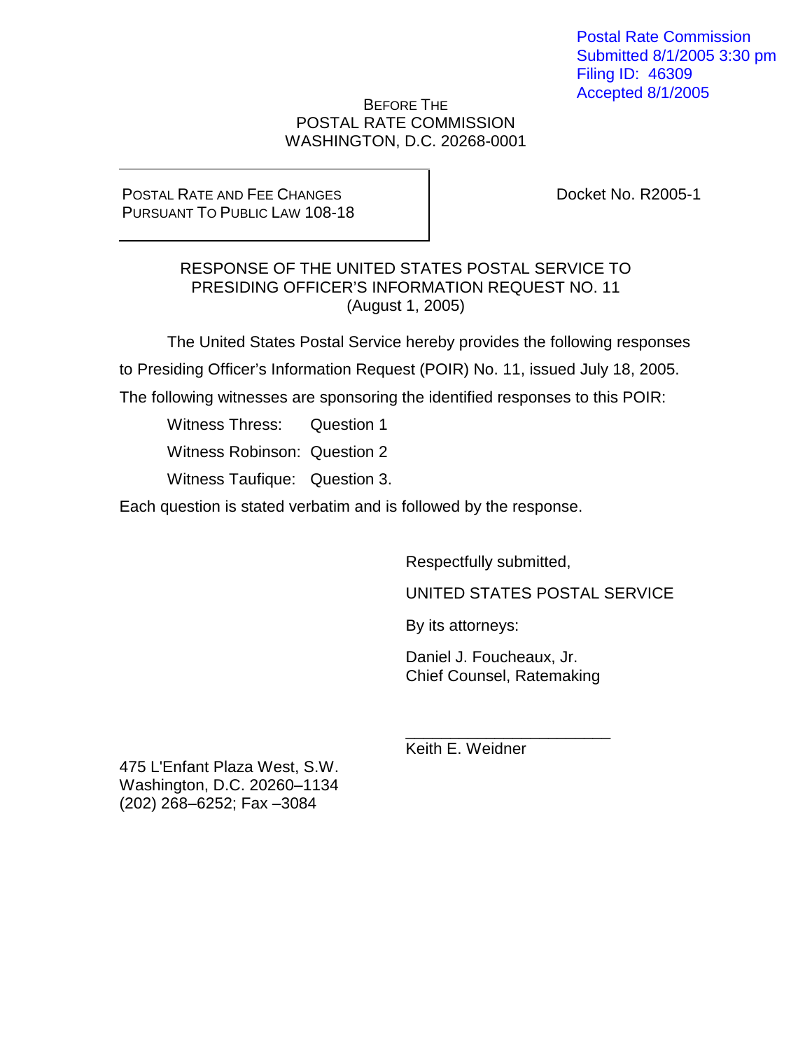Postal Rate Commission
Submitted 8/1/2005 3:30 pm
Filing ID: 46309
Accepted 8/1/2005

BEFORE THE
POSTAL RATE COMMISSION
WASHINGTON, D.C. 20268-0001

| POSTAL RATE AND FEE CHANGES PURSUANT TO PUBLIC LAW 108-18 | Docket No. R2005-1 |
| --- | --- |

RESPONSE OF THE UNITED STATES POSTAL SERVICE TO
PRESIDING OFFICER'S INFORMATION REQUEST NO. 11
(August 1, 2005)

The United States Postal Service hereby provides the following responses to Presiding Officer's Information Request (POIR) No. 11, issued July 18, 2005. The following witnesses are sponsoring the identified responses to this POIR:

Witness Thress: Question 1

Witness Robinson: Question 2

Witness Taufique: Question 3.

Each question is stated verbatim and is followed by the response.

Respectfully submitted,

UNITED STATES POSTAL SERVICE

By its attorneys:

Daniel J. Foucheaux, Jr.
Chief Counsel, Ratemaking

\_\_\_\_\_\_\_\_\_\_\_\_\_\_\_\_\_\_\_\_\_\_\_\_
Keith E. Weidner

475 L'Enfant Plaza West, S.W.
Washington, D.C. 20260–1134
(202) 268–6252; Fax –3084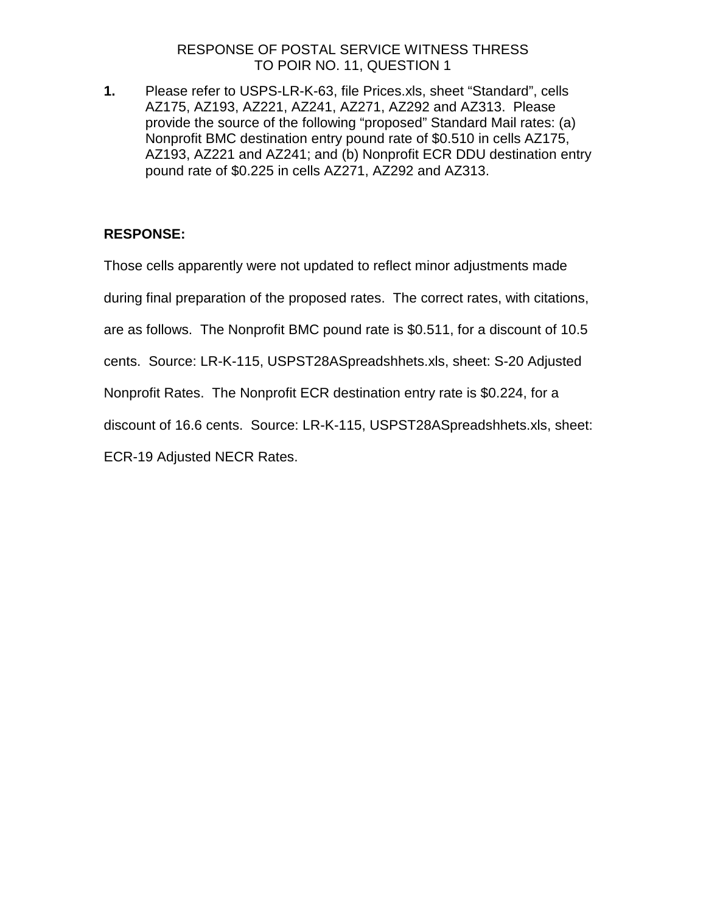RESPONSE OF POSTAL SERVICE WITNESS THRESS
TO POIR NO. 11, QUESTION 1

**1.** Please refer to USPS-LR-K-63, file Prices.xls, sheet "Standard", cells AZ175, AZ193, AZ221, AZ241, AZ271, AZ292 and AZ313. Please provide the source of the following "proposed" Standard Mail rates: (a) Nonprofit BMC destination entry pound rate of $0.510 in cells AZ175, AZ193, AZ221 and AZ241; and (b) Nonprofit ECR DDU destination entry pound rate of $0.225 in cells AZ271, AZ292 and AZ313.

**RESPONSE:**

Those cells apparently were not updated to reflect minor adjustments made during final preparation of the proposed rates. The correct rates, with citations, are as follows. The Nonprofit BMC pound rate is $0.511, for a discount of 10.5 cents. Source: LR-K-115, USPST28ASpreadshhets.xls, sheet: S-20 Adjusted Nonprofit Rates. The Nonprofit ECR destination entry rate is $0.224, for a discount of 16.6 cents. Source: LR-K-115, USPST28ASpreadshhets.xls, sheet: ECR-19 Adjusted NECR Rates.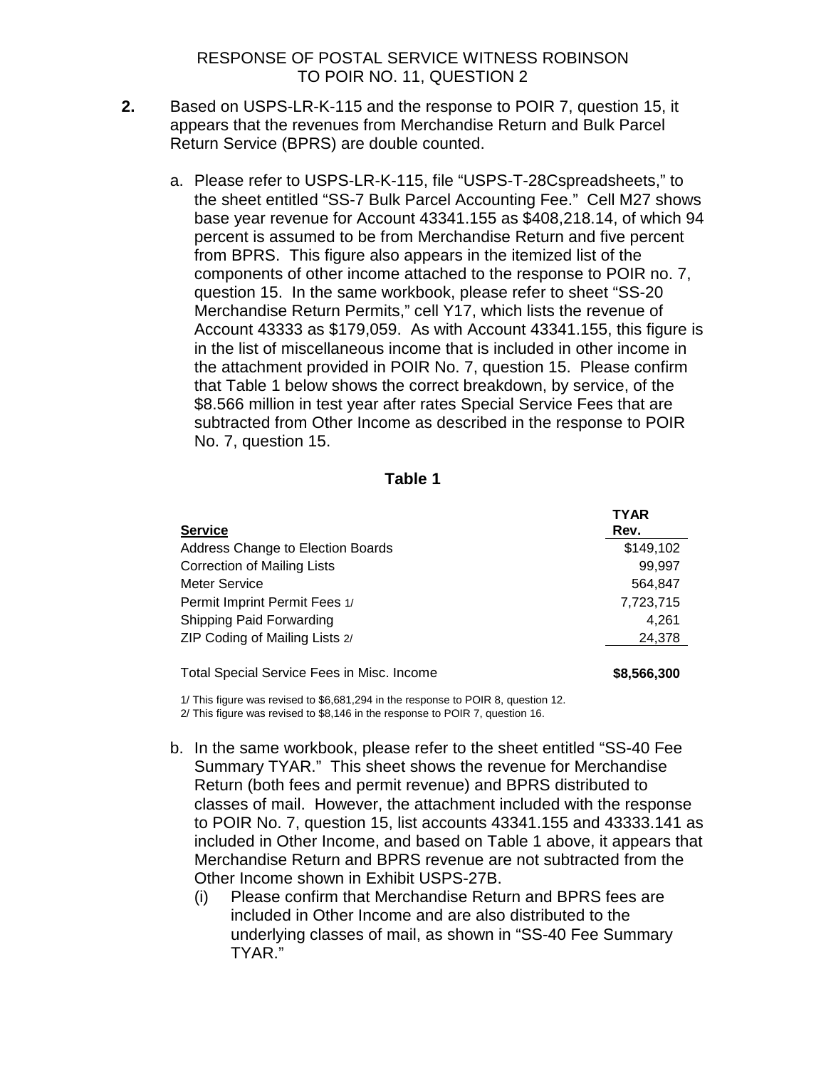RESPONSE OF POSTAL SERVICE WITNESS ROBINSON
TO POIR NO. 11, QUESTION 2

**2.** Based on USPS-LR-K-115 and the response to POIR 7, question 15, it appears that the revenues from Merchandise Return and Bulk Parcel Return Service (BPRS) are double counted.

a. Please refer to USPS-LR-K-115, file "USPS-T-28Cspreadsheets," to the sheet entitled "SS-7 Bulk Parcel Accounting Fee." Cell M27 shows base year revenue for Account 43341.155 as $408,218.14, of which 94 percent is assumed to be from Merchandise Return and five percent from BPRS. This figure also appears in the itemized list of the components of other income attached to the response to POIR no. 7, question 15. In the same workbook, please refer to sheet "SS-20 Merchandise Return Permits," cell Y17, which lists the revenue of Account 43333 as $179,059. As with Account 43341.155, this figure is in the list of miscellaneous income that is included in other income in the attachment provided in POIR No. 7, question 15. Please confirm that Table 1 below shows the correct breakdown, by service, of the $8.566 million in test year after rates Special Service Fees that are subtracted from Other Income as described in the response to POIR No. 7, question 15.

**Table 1**

| Service | TYAR Rev. |
|---|---|
| Address Change to Election Boards | $149,102 |
| Correction of Mailing Lists | 99,997 |
| Meter Service | 564,847 |
| Permit Imprint Permit Fees 1/ | 7,723,715 |
| Shipping Paid Forwarding | 4,261 |
| ZIP Coding of Mailing Lists 2/ | 24,378 |
| Total Special Service Fees in Misc. Income | **$8,566,300** |

1/ This figure was revised to $6,681,294 in the response to POIR 8, question 12.
2/ This figure was revised to $8,146 in the response to POIR 7, question 16.

b. In the same workbook, please refer to the sheet entitled "SS-40 Fee Summary TYAR." This sheet shows the revenue for Merchandise Return (both fees and permit revenue) and BPRS distributed to classes of mail. However, the attachment included with the response to POIR No. 7, question 15, list accounts 43341.155 and 43333.141 as included in Other Income, and based on Table 1 above, it appears that Merchandise Return and BPRS revenue are not subtracted from the Other Income shown in Exhibit USPS-27B.

(i) Please confirm that Merchandise Return and BPRS fees are included in Other Income and are also distributed to the underlying classes of mail, as shown in "SS-40 Fee Summary TYAR."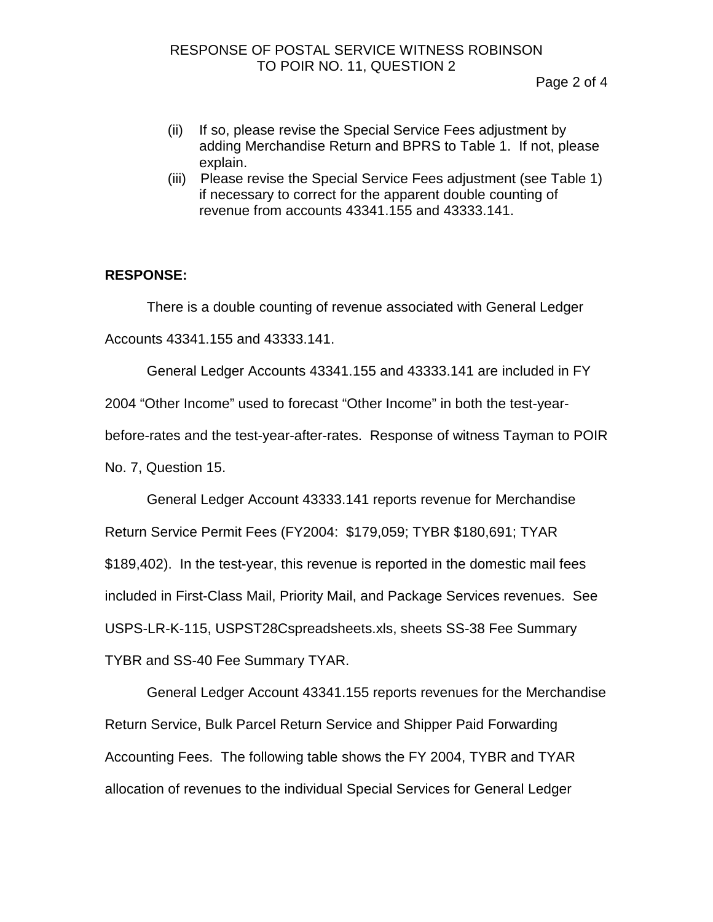(ii) If so, please revise the Special Service Fees adjustment by adding Merchandise Return and BPRS to Table 1. If not, please explain.

(iii) Please revise the Special Service Fees adjustment (see Table 1) if necessary to correct for the apparent double counting of revenue from accounts 43341.155 and 43333.141.

**RESPONSE:**

There is a double counting of revenue associated with General Ledger Accounts 43341.155 and 43333.141.

General Ledger Accounts 43341.155 and 43333.141 are included in FY 2004 "Other Income" used to forecast "Other Income" in both the test-year-before-rates and the test-year-after-rates. Response of witness Tayman to POIR No. 7, Question 15.

General Ledger Account 43333.141 reports revenue for Merchandise Return Service Permit Fees (FY2004: $179,059; TYBR $180,691; TYAR $189,402). In the test-year, this revenue is reported in the domestic mail fees included in First-Class Mail, Priority Mail, and Package Services revenues. See USPS-LR-K-115, USPST28Cspreadsheets.xls, sheets SS-38 Fee Summary TYBR and SS-40 Fee Summary TYAR.

General Ledger Account 43341.155 reports revenues for the Merchandise Return Service, Bulk Parcel Return Service and Shipper Paid Forwarding Accounting Fees. The following table shows the FY 2004, TYBR and TYAR allocation of revenues to the individual Special Services for General Ledger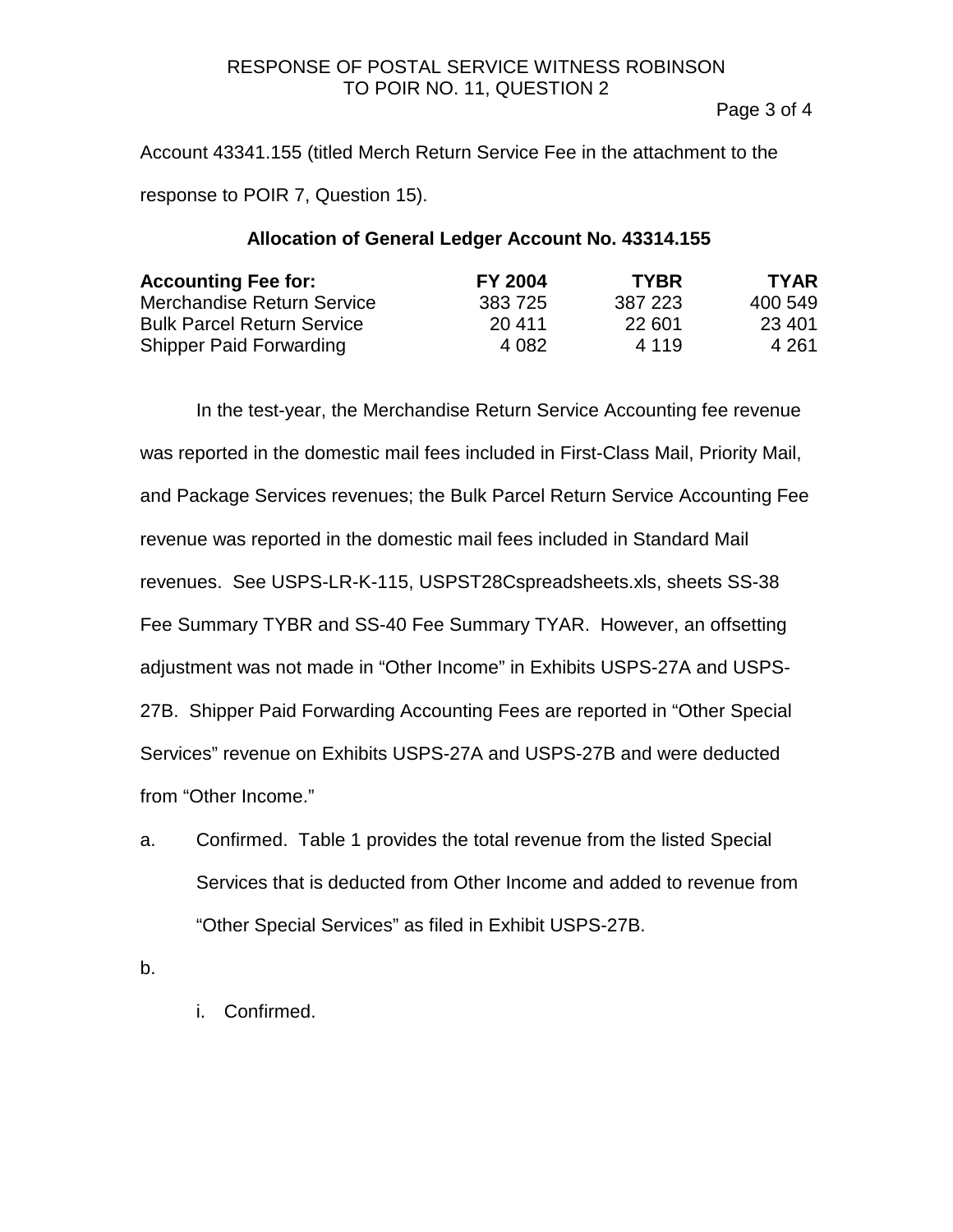Account 43341.155 (titled Merch Return Service Fee in the attachment to the response to POIR 7, Question 15).

**Allocation of General Ledger Account No. 43314.155**

| Accounting Fee for: | FY 2004 | TYBR | TYAR |
|---|---|---|---|
| Merchandise Return Service | 383 725 | 387 223 | 400 549 |
| Bulk Parcel Return Service | 20 411 | 22 601 | 23 401 |
| Shipper Paid Forwarding | 4 082 | 4 119 | 4 261 |

In the test-year, the Merchandise Return Service Accounting fee revenue was reported in the domestic mail fees included in First-Class Mail, Priority Mail, and Package Services revenues; the Bulk Parcel Return Service Accounting Fee revenue was reported in the domestic mail fees included in Standard Mail revenues. See USPS-LR-K-115, USPST28Cspreadsheets.xls, sheets SS-38 Fee Summary TYBR and SS-40 Fee Summary TYAR. However, an offsetting adjustment was not made in "Other Income" in Exhibits USPS-27A and USPS-27B. Shipper Paid Forwarding Accounting Fees are reported in "Other Special Services" revenue on Exhibits USPS-27A and USPS-27B and were deducted from "Other Income."

a. Confirmed. Table 1 provides the total revenue from the listed Special Services that is deducted from Other Income and added to revenue from "Other Special Services" as filed in Exhibit USPS-27B.

b.

   i. Confirmed.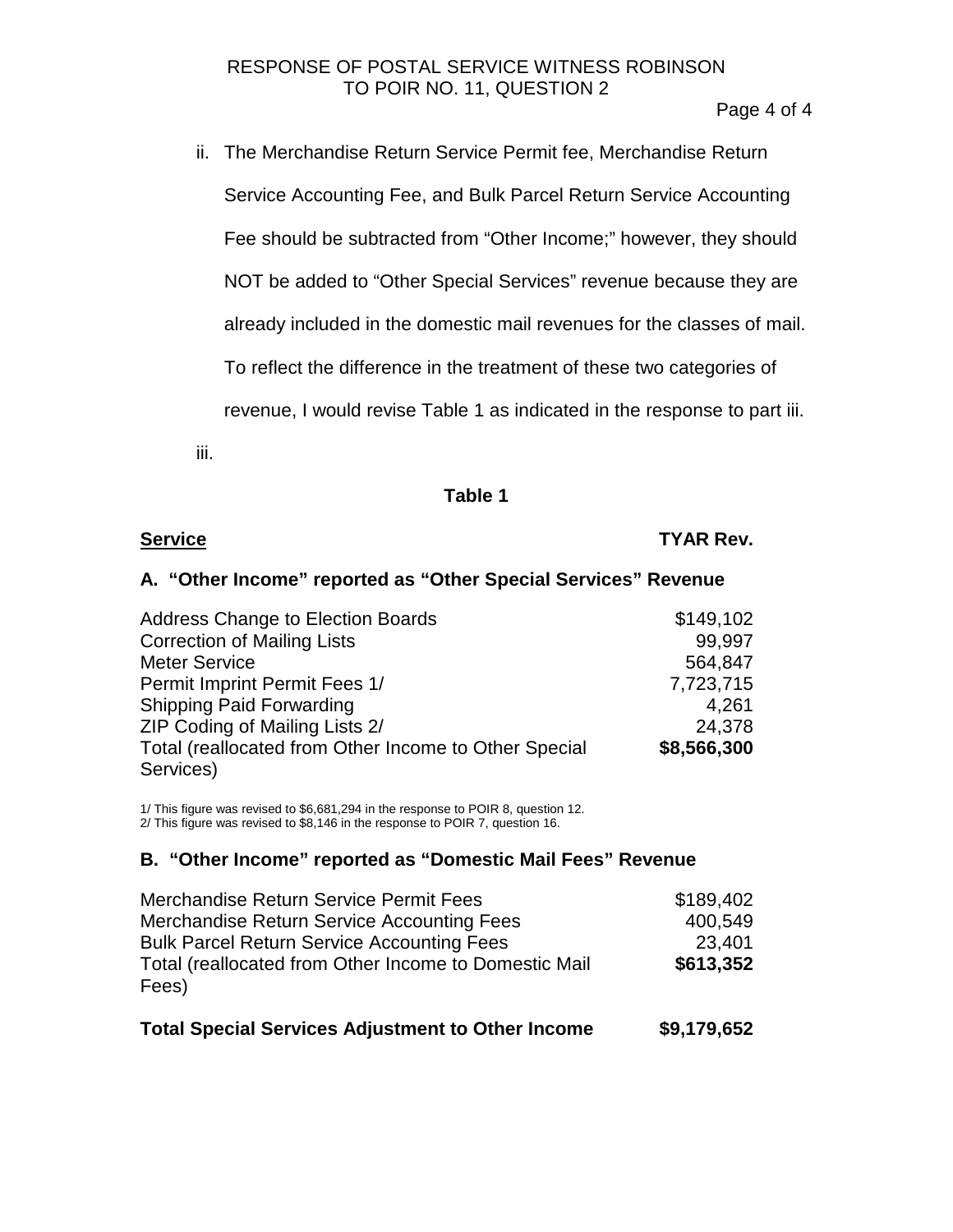ii. The Merchandise Return Service Permit fee, Merchandise Return Service Accounting Fee, and Bulk Parcel Return Service Accounting Fee should be subtracted from "Other Income;" however, they should NOT be added to "Other Special Services" revenue because they are already included in the domestic mail revenues for the classes of mail. To reflect the difference in the treatment of these two categories of revenue, I would revise Table 1 as indicated in the response to part iii.

iii.

**Table 1**

| Service | TYAR Rev. |
|---|---|
| **A. "Other Income" reported as "Other Special Services" Revenue** | |
| Address Change to Election Boards | $149,102 |
| Correction of Mailing Lists | 99,997 |
| Meter Service | 564,847 |
| Permit Imprint Permit Fees 1/ | 7,723,715 |
| Shipping Paid Forwarding | 4,261 |
| ZIP Coding of Mailing Lists 2/ | 24,378 |
| Total (reallocated from Other Income to Other Special Services) | **$8,566,300** |

1/ This figure was revised to $6,681,294 in the response to POIR 8, question 12.
2/ This figure was revised to $8,146 in the response to POIR 7, question 16.

| Service | TYAR Rev. |
|---|---|
| **B. "Other Income" reported as "Domestic Mail Fees" Revenue** | |
| Merchandise Return Service Permit Fees | $189,402 |
| Merchandise Return Service Accounting Fees | 400,549 |
| Bulk Parcel Return Service Accounting Fees | 23,401 |
| Total (reallocated from Other Income to Domestic Mail Fees) | **$613,352** |
| **Total Special Services Adjustment to Other Income** | **$9,179,652** |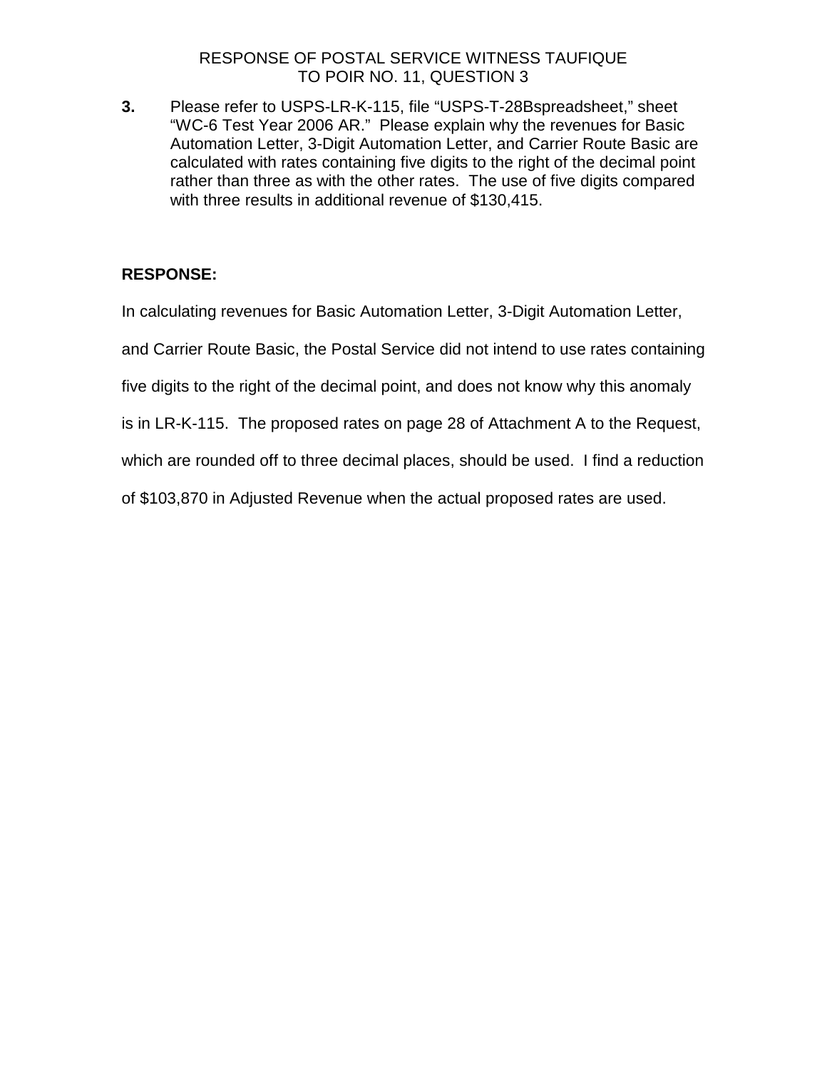RESPONSE OF POSTAL SERVICE WITNESS TAUFIQUE
TO POIR NO. 11, QUESTION 3

**3.** Please refer to USPS-LR-K-115, file "USPS-T-28Bspreadsheet," sheet "WC-6 Test Year 2006 AR." Please explain why the revenues for Basic Automation Letter, 3-Digit Automation Letter, and Carrier Route Basic are calculated with rates containing five digits to the right of the decimal point rather than three as with the other rates. The use of five digits compared with three results in additional revenue of $130,415.

**RESPONSE:**

In calculating revenues for Basic Automation Letter, 3-Digit Automation Letter, and Carrier Route Basic, the Postal Service did not intend to use rates containing five digits to the right of the decimal point, and does not know why this anomaly is in LR-K-115. The proposed rates on page 28 of Attachment A to the Request, which are rounded off to three decimal places, should be used. I find a reduction of $103,870 in Adjusted Revenue when the actual proposed rates are used.